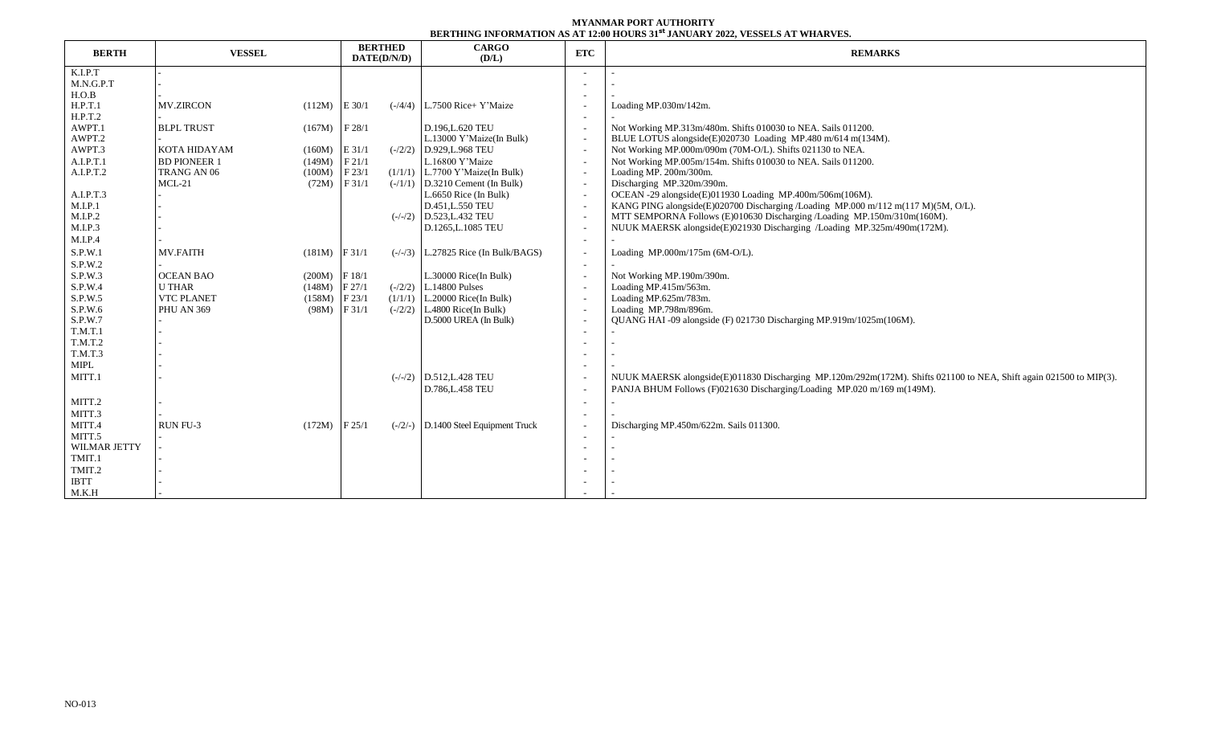**MYANMAR PORT AUTHORITY**
**BERTHING INFORMATION AS AT 12:00 HOURS 31st JANUARY 2022, VESSELS AT WHARVES.**

| BERTH | VESSEL | | BERTHED DATE(D/N/D) | | CARGO (D/L) | ETC | REMARKS |
|---|---|---|---|---|---|---|---|
| K.I.P.T | - | | | | | - | - |
| M.N.G.P.T | - | | | | | - | - |
| H.O.B | - | | | | | - | - |
| H.P.T.1 | MV.ZIRCON | (112M) | E 30/1 | (-/4/4) | L.7500 Rice+ Y'Maize | - | Loading MP.030m/142m. |
| H.P.T.2 | - | | | | | - | - |
| AWPT.1 | BLPL TRUST | (167M) | F 28/1 | | D.196,L.620 TEU | - | Not Working MP.313m/480m. Shifts 010030 to NEA. Sails 011200. |
| AWPT.2 | - | | | | L.13000 Y'Maize(In Bulk) | - | BLUE LOTUS alongside(E)020730 Loading MP.480 m/614 m(134M). |
| AWPT.3 | KOTA HIDAYAM | (160M) | E 31/1 | (-/2/2) | D.929,L.968 TEU | - | Not Working MP.000m/090m (70M-O/L). Shifts 021130 to NEA. |
| A.I.P.T.1 | BD PIONEER 1 | (149M) | F 21/1 | | L.16800 Y'Maize | - | Not Working MP.005m/154m. Shifts 010030 to NEA. Sails 011200. |
| A.I.P.T.2 | TRANG AN 06 | (100M) | F 23/1 | (1/1/1) | L.7700 Y'Maize(In Bulk) | - | Loading MP. 200m/300m. |
| | MCL-21 | (72M) | F 31/1 | (-/1/1) | D.3210 Cement (In Bulk) | - | Discharging MP.320m/390m. |
| A.I.P.T.3 | - | | | | L.6650 Rice (In Bulk) | - | OCEAN -29 alongside(E)011930 Loading MP.400m/506m(106M). |
| M.I.P.1 | - | | | | D.451,L.550 TEU | - | KANG PING alongside(E)020700 Discharging /Loading MP.000 m/112 m(117 M)(5M, O/L). |
| M.I.P.2 | - | | | (-/-/2) | D.523,L.432 TEU | - | MTT SEMPORNA Follows (E)010630 Discharging /Loading MP.150m/310m(160M). |
| M.I.P.3 | - | | | | D.1265,L.1085 TEU | - | NUUK MAERSK alongside(E)021930 Discharging /Loading MP.325m/490m(172M). |
| M.I.P.4 | - | | | | | - | - |
| S.P.W.1 | MV.FAITH | (181M) | F 31/1 | (-/-/3) | L.27825 Rice (In Bulk/BAGS) | - | Loading MP.000m/175m (6M-O/L). |
| S.P.W.2 | - | | | | | - | - |
| S.P.W.3 | OCEAN BAO | (200M) | F 18/1 | | L.30000 Rice(In Bulk) | - | Not Working MP.190m/390m. |
| S.P.W.4 | U THAR | (148M) | F 27/1 | (-/2/2) | L.14800 Pulses | - | Loading MP.415m/563m. |
| S.P.W.5 | VTC PLANET | (158M) | F 23/1 | (1/1/1) | L.20000 Rice(In Bulk) | - | Loading MP.625m/783m. |
| S.P.W.6 | PHU AN 369 | (98M) | F 31/1 | (-/2/2) | L.4800 Rice(In Bulk) | - | Loading MP.798m/896m. |
| S.P.W.7 | - | | | | D.5000 UREA (In Bulk) | - | QUANG HAI -09 alongside (F) 021730 Discharging MP.919m/1025m(106M). |
| T.M.T.1 | - | | | | | - | - |
| T.M.T.2 | - | | | | | - | - |
| T.M.T.3 | - | | | | | - | - |
| MIPL | - | | | | | - | - |
| MITT.1 | - | | | (-/-/2) | D.512,L.428 TEU | - | NUUK MAERSK alongside(E)011830 Discharging MP.120m/292m(172M). Shifts 021100 to NEA, Shift again 021500 to MIP(3). |
| | | | | | D.786,L.458 TEU | - | PANJA BHUM Follows (F)021630 Discharging/Loading MP.020 m/169 m(149M). |
| MITT.2 | - | | | | | - | - |
| MITT.3 | - | | | | | - | - |
| MITT.4 | RUN FU-3 | (172M) | F 25/1 | (-/2/-) | D.1400 Steel Equipment Truck | - | Discharging MP.450m/622m. Sails 011300. |
| MITT.5 | - | | | | | - | - |
| WILMAR JETTY | - | | | | | - | - |
| TMIT.1 | - | | | | | - | - |
| TMIT.2 | - | | | | | - | - |
| IBTT | - | | | | | - | - |
| M.K.H | - | | | | | - | - |

NO-013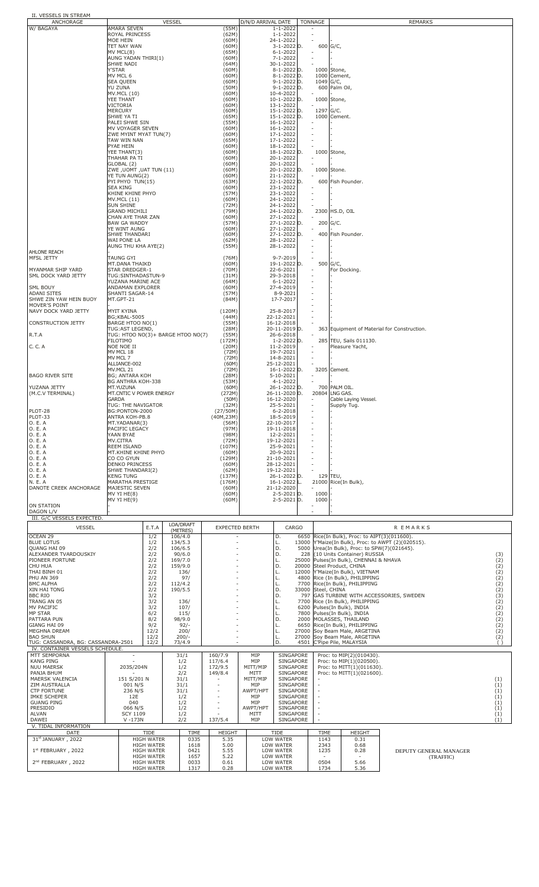## II. VESSELS IN STREAM

| ANCHORAGE | VESSEL | | D/N/D ARRIVAL DATE | | TONNAGE | REMARKS |
|---|---|---|---|---|---|---|
| W/ BAGAYA | AMARA SEVEN | (55M) | 1-1-2022 | | - | |
| | ROYAL PRINCESS | (62M) | 1-1-2022 | | - | |
| | MOE HEIN | (60M) | 24-1-2022 | | - | |
| | TET NAY WAN | (60M) | 3-1-2022 | D. | 600 | G/C, |
| | MV MCL(8) | (65M) | 6-1-2022 | | - | - |
| | AUNG YADAN THIRI(1) | (60M) | 7-1-2022 | | - | - |
| | SHWE NADI | (64M) | 30-1-2022 | | - | - |
| | Y'STAR | (60M) | 8-1-2022 | D. | 1000 | Stone, |
| | MV MCL 6 | (60M) | 8-1-2022 | D. | 1000 | Cement, |
| | SEA QUEEN | (60M) | 9-1-2022 | D. | 1049 | G/C, |
| | YU ZUNA | (50M) | 9-1-2022 | D. | 600 | Palm Oil, |
| | MV.MCL (10) | (60M) | 10-4-2022 | | - | - |
| | YEE THANT | (60M) | 10-1-2022 | D. | 1000 | Stone, |
| | VICTORIA | (60M) | 13-1-2022 | | - | - |
| | MERCURY | (60M) | 15-1-2022 | D. | 1297 | G/C. |
| | SHWE YA TI | (65M) | 15-1-2022 | D. | 1000 | Cement. |
| | PALEI SHWE SIN | (55M) | 16-1-2022 | | - | - |
| | MV VOYAGER SEVEN | (60M) | 16-1-2022 | | - | - |
| | ZWE MYINT MYAT TUN(7) | (60M) | 17-1-2022 | | - | - |
| | TAW WIN NAN | (65M) | 17-1-2022 | | - | - |
| | PYAE HEIN | (60M) | 18-1-2022 | | - | - |
| | YEE THANT(3) | (60M) | 18-1-2022 | D. | 1000 | Stone, |
| | THAHAR PA TI | (60M) | 20-1-2022 | | - | - |
| | GLOBAL (2) | (60M) | 20-1-2022 | | - | - |
| | ZWE ,UOMT ,UAT TUN (11) | (60M) | 20-1-2022 | D. | 1000 | Stone. |
| | YE TUN AUNG(2) | (60M) | 21-1-2022 | | - | - |
| | PYI PHYO TUN(15) | (63M) | 22-1-2022 | D. | 600 | Fish Pounder. |
| | SEA KING | (60M) | 23-1-2022 | | - | - |
| | KHINE KHINE PHYO | (57M) | 23-1-2022 | | - | - |
| | MV.MCL (11) | (60M) | 24-1-2022 | | - | - |
| | SUN SHINE | (72M) | 24-1-2022 | | - | - |
| | GRAND MICHILI | (79M) | 24-1-2022 | D. | 2300 | HS.D, OIL |
| | CHAN AYE THAR ZAN | (60M) | 27-1-2022 | | - | - |
| | BAW GA WADDY | (57M) | 27-1-2022 | D. | 200 | G/C. |
| | YE WINT AUNG | (60M) | 27-1-2022 | | - | - |
| | SHWE THANDARI | (60M) | 27-1-2022 | D. | 400 | Fish Pounder. |
| | WAI PONE LA | (62M) | 28-1-2022 | | - | - |
| | AUNG THU KHA AYE(2) | (55M) | 28-1-2022 | | - | - |
| AHLONE REACH | - | | | | - | - |
| MFSL JETTY | TAUNG GYI | (76M) | 9-7-2019 | | - | - |
| | MT.DANA THAIKD | (60M) | 19-1-2022 | D. | 500 | G/C, |
| MYANMAR SHIP YARD | STAR DREDGER-1 | (70M) | 22-6-2021 | | - | For Docking. |
| SML DOCK YARD JETTY | TUG:SINTHADASTUN-9 | (31M) | 29-3-2018 | | - | - |
| | YUZANA MARINE ACE | (64M) | 6-1-2022 | | - | - |
| SML BOUY | ANDAMAN EXPLORER | (60M) | 27-4-2019 | | - | - |
| ADANI SITES | SHANTI SAGAR-14 | (57M) | 8-9-2021 | | - | - |
| SHWE ZIN YAW HEIN BUOY | MT.GPT-21 | (84M) | 17-7-2017 | | - | - |
| MOVER'S POINT | - | | | | | |
| NAVY DOCK YARD JETTY | MYIT KYINA | (120M) | 25-8-2017 | | - | - |
| | BG;KBAL-5005 | (44M) | 22-12-2021 | | - | - |
| CONSTRUCTION JETTY | BARGE HTOO NO(1) | (55M) | 16-12-2018 | | - | - |
| | TUG:AST LEGEND, | (28M) | 20-11-2019 | D. | 363 | Equipment of Material for Construction. |
| R.T.A | TUG: HTOO NO(3)+ BARGE HTOO NO(7) | (55M) | 26-6-2018 | | - | - |
| | FILOTIMO | (172M) | 1-2-2022 | D. | 285 | TEU, Sails 011130. |
| C. C. A | NOE NOE II | (20M) | 11-2-2019 | | - | Pleasure Yacht, |
| | MV MCL 18 | (72M) | 19-7-2021 | | - | - |
| | MV MCL 7 | (72M) | 14-8-2021 | | - | - |
| | ALLIANCE-002 | (60M) | 25-12-2021 | | - | - |
| | MV.MCL 21 | (72M) | 16-1-2022 | D. | 3205 | Cement. |
| BAGO RIVER SITE | BG; ANTARA KOH | (28M) | 5-10-2021 | | - | - |
| | BG ANTHRA KOH-338 | (53M) | 4-1-2022 | | - | |
| YUZANA JETTY | MT.YUZANA | (60M) | 26-1-2022 | D. | 700 | PALM OIL. |
| (M.C.V TERMINAL) | MT.CNTIC V POWER ENERGY | (272M) | 26-11-2020 | D. | 20804 | LNG GAS. |
| | GARDA | (50M) | 16-12-2020 | | - | Cable Laying Vessel. |
| | TUG: THE NAVIGATOR | (32M) | 25-5-2021 | | - | Supply Tug. |
| PLOT-28 | BG:PONTON-2000 | (27/50M) | 6-2-2018 | | - | - |
| PLOT-33 | ANTRA KOH-PB.8 | (40M,23M) | 18-5-2019 | | - | - |
| O. E. A | MT.YADANAR(3) | (56M) | 22-10-2017 | | - | - |
| O. E. A | PACIFIC LEGACY | (97M) | 19-11-2018 | | - | - |
| O. E. A | YAAN BYAE | (98M) | 12-2-2021 | | - | - |
| O. E. A | MV.CITRA | (72M) | 19-12-2021 | | - | - |
| O. E. A | REEM ISLAND | (107M) | 25-9-2021 | | - | - |
| O. E. A | MT.KHINE KHINE PHYO | (60M) | 20-9-2021 | | - | - |
| O. E. A | CO CO GYUN | (129M) | 21-10-2021 | | - | - |
| O. E. A | DENKO PRINCESS | (60M) | 28-12-2021 | | - | - |
| O. E. A | SHWE THANDARI(2) | (62M) | 19-12-2021 | | - | - |
| O. E. A | KENG TUNG | (137M) | 26-1-2022 | D. | 129 | TEU, |
| N. E. A | MARATHA PRESTIGE | (176M) | 16-1-2022 | L. | 21000 | Rice(In Bulk), |
| DANOTE CREEK ANCHORAGE | MAJESTIC SEVEN | (60M) | 21-12-2020 | | - | - |
| | MV YI HE(8) | (60M) | 2-5-2021 | D. | 1000 | - |
| | MV YI HE(9) | (60M) | 2-5-2021 | D. | 1000 | - |
| ON STATION | - | | | | - | - |
| DAGON L/V | - | | | | - | - |

## III. G/C VESSELS EXPECTED.

| VESSEL | E.T.A | LOA/DRAFT (METRES) | EXPECTED BERTH | CARGO | | REMARKS | |
|---|---|---|---|---|---|---|---|
| OCEAN 29 | 1/2 | 106/4.0 | - | D. | 6650 | Rice(In Bulk), Proc: to AIPT(3)(011600). | |
| BLUE LOTUS | 1/2 | 134/5.3 | - | L. | 13000 | Y'Maize(In Bulk), Proc: to AWPT (2)(020515). | |
| QUANG HAI 09 | 2/2 | 106/6.5 | - | D. | 5000 | Urea(In Bulk), Proc: to SPW(7)(021645). | |
| ALEXANDER TVARDOUSKIY | 2/2 | 90/6.0 | - | D. | 228 | (10 Units Container) RUSSIA | (3) |
| PIONEER FORTUNE | 2/2 | 169/7.0 | - | L. | 25000 | Pulses(In Bulk), CHENNAI & NHAVA | (2) |
| CHU HUA | 2/2 | 159/9.0 | - | D. | 20000 | Steel Product, CHINA | (2) |
| THAI BINH 01 | 2/2 | 136/ | - | L. | 12000 | Y'Maize(In Bulk), VIETNAM | (2) |
| PHU AN 369 | 2/2 | 97/ | - | L. | 4800 | Rice (In Bulk), PHILIPPING | (2) |
| BMC ALPHA | 2/2 | 112/4.2 | - | L. | 7700 | Rice(In Bulk), PHILIPPING | (2) |
| XIN HAI TONG | 2/2 | 190/5.5 | - | D. | 33000 | Steel, CHINA | (2) |
| BBC RIO | 3/2 | | - | D. | 797 | GAS TURBINE WITH ACCESSORIES, SWEDEN | (3) |
| TRANG AN 05 | 3/2 | 136/ | - | L. | 7700 | Rice (In Bulk), PHILIPPING | (2) |
| MV PACIFIC | 3/2 | 107/ | - | L. | 6200 | Pulses(In Bulk), INDIA | (2) |
| MP STAR | 6/2 | 115/ | - | L. | 7800 | Pulses(In Bulk), INDIA | (2) |
| PATTARA PUN | 8/2 | 98/9.0 | - | D. | 2000 | MOLASSES, THAILAND | (2) |
| GIANG HAI 09 | 9/2 | 92/- | - | L. | 6650 | Rice(In Bulk), PHILIPPING | (2) |
| MEGHNA DREAM | 12/2 | 200/ | - | L. | 27000 | Soy Beam Male, ARGETINA | (2) |
| BAO SHUN | 12/2 | 200/- | - | L. | 27000 | Soy Beam Male, ARGETINA | (2) |
| TUG: CASSANDRA, BG: CASSANDRA-2501 | 12/2 | 73/4.9 | - | D. | 4501 | C'Pipe Pile, MALAYSIA | ( ) |

## IV. CONTAINER VESSELS SCHEDULE.

| | | | | | | | |
|---|---|---|---|---|---|---|---|
| MTT SEMPORNA | - | 31/1 | 160/7.9 | MIP | SINGAPORE | Proc: to MIP(2)(010430). | |
| KANG PING | - | 1/2 | 117/6.4 | MIP | SINGAPORE | Proc: to MIP(1)(020500). | |
| NUU MAERSK | 203S/204N | 1/2 | 172/9.5 | MITT/MIP | SINGAPORE | Proc: to MITT(1)(011630). | |
| PANJA BHUM | - | 2/2 | 149/8.4 | MITT | SINGAPORE | Proc: to MITT(1)(021600). | |
| MAERSK VALENCIA | 151 S/201 N | 31/1 | - | MITT/MIP | SINGAPORE | - | (1) |
| ZIM AUSTRALLA | 001 N/S | 31/1 | - | MIP | SINGAPORE | - | (1) |
| CTP FORTUNE | 236 N/S | 31/1 | - | AWPT/HPT | SINGAPORE | - | (1) |
| IMKE SCHEPER | 12E | 1/2 | - | MIP | SINGAPORE | - | (1) |
| GUANG PING | 040 | 1/2 | - | MIP | SINGAPORE | - | (1) |
| PRESIDIO | 066 N/S | 1/2 | - | AWPT/HPT | SINGAPORE | - | (1) |
| ALVAN | SCY 1109 | 1/2 | - | MITT | SINGAPORE | - | (1) |
| DAWEI | V -173N | 2/2 | 137/5.4 | MIP | SINGAPORE | - | (1) |

## V. TIDAL INFORMATION

| DATE | TIDE | TIME | HEIGHT | TIDE | TIME | HEIGHT |
|---|---|---|---|---|---|---|
| 31st JANUARY , 2022 | HIGH WATER | 0335 | 5.35 | LOW WATER | 1143 | 0.31 |
| | HIGH WATER | 1618 | 5.00 | LOW WATER | 2343 | 0.68 |
| 1st FEBRUARY , 2022 | HIGH WATER | 0421 | 5.55 | LOW WATER | 1235 | 0.28 |
| | HIGH WATER | 1657 | 5.22 | LOW WATER | - | - |
| 2nd FEBRUARY , 2022 | HIGH WATER | 0033 | 0.61 | LOW WATER | 0504 | 5.66 |
| | HIGH WATER | 1317 | 0.28 | LOW WATER | 1734 | 5.36 |

DEPUTY GENERAL MANAGER
(TRAFFIC)